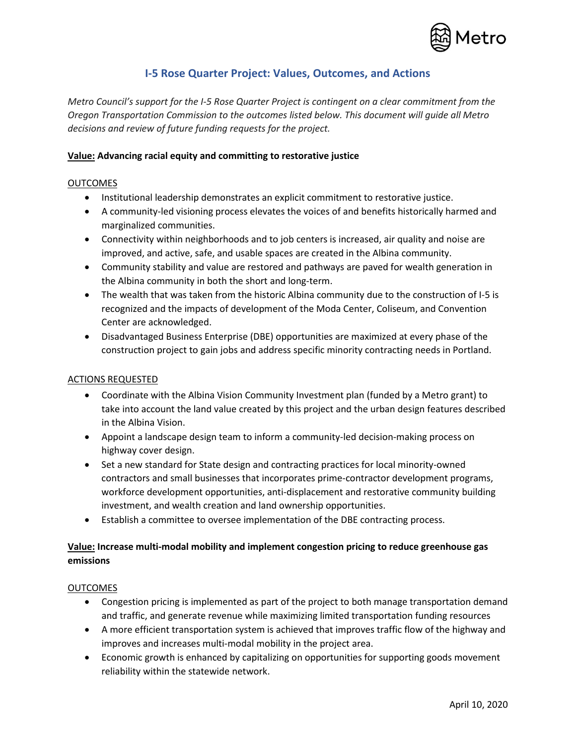# I-5 Rose Quarter Project: Values, Outcomes, and Actions

*Metro Council's support for the I-5 Rose Quarter Project is contingent on a clear commitment from the Oregon Transportation Commission to the outcomes listed below. This document will guide all Metro decisions and review of future funding requests for the project.*

**Value: Advancing racial equity and committing to restorative justice**

OUTCOMES

- Institutional leadership demonstrates an explicit commitment to restorative justice.
- A community-led visioning process elevates the voices of and benefits historically harmed and marginalized communities.
- Connectivity within neighborhoods and to job centers is increased, air quality and noise are improved, and active, safe, and usable spaces are created in the Albina community.
- Community stability and value are restored and pathways are paved for wealth generation in the Albina community in both the short and long-term.
- The wealth that was taken from the historic Albina community due to the construction of I-5 is recognized and the impacts of development of the Moda Center, Coliseum, and Convention Center are acknowledged.
- Disadvantaged Business Enterprise (DBE) opportunities are maximized at every phase of the construction project to gain jobs and address specific minority contracting needs in Portland.

ACTIONS REQUESTED

- Coordinate with the Albina Vision Community Investment plan (funded by a Metro grant) to take into account the land value created by this project and the urban design features described in the Albina Vision.
- Appoint a landscape design team to inform a community-led decision-making process on highway cover design.
- Set a new standard for State design and contracting practices for local minority-owned contractors and small businesses that incorporates prime-contractor development programs, workforce development opportunities, anti-displacement and restorative community building investment, and wealth creation and land ownership opportunities.
- Establish a committee to oversee implementation of the DBE contracting process.

**Value: Increase multi-modal mobility and implement congestion pricing to reduce greenhouse gas emissions**

OUTCOMES

- Congestion pricing is implemented as part of the project to both manage transportation demand and traffic, and generate revenue while maximizing limited transportation funding resources
- A more efficient transportation system is achieved that improves traffic flow of the highway and improves and increases multi-modal mobility in the project area.
- Economic growth is enhanced by capitalizing on opportunities for supporting goods movement reliability within the statewide network.

April 10, 2020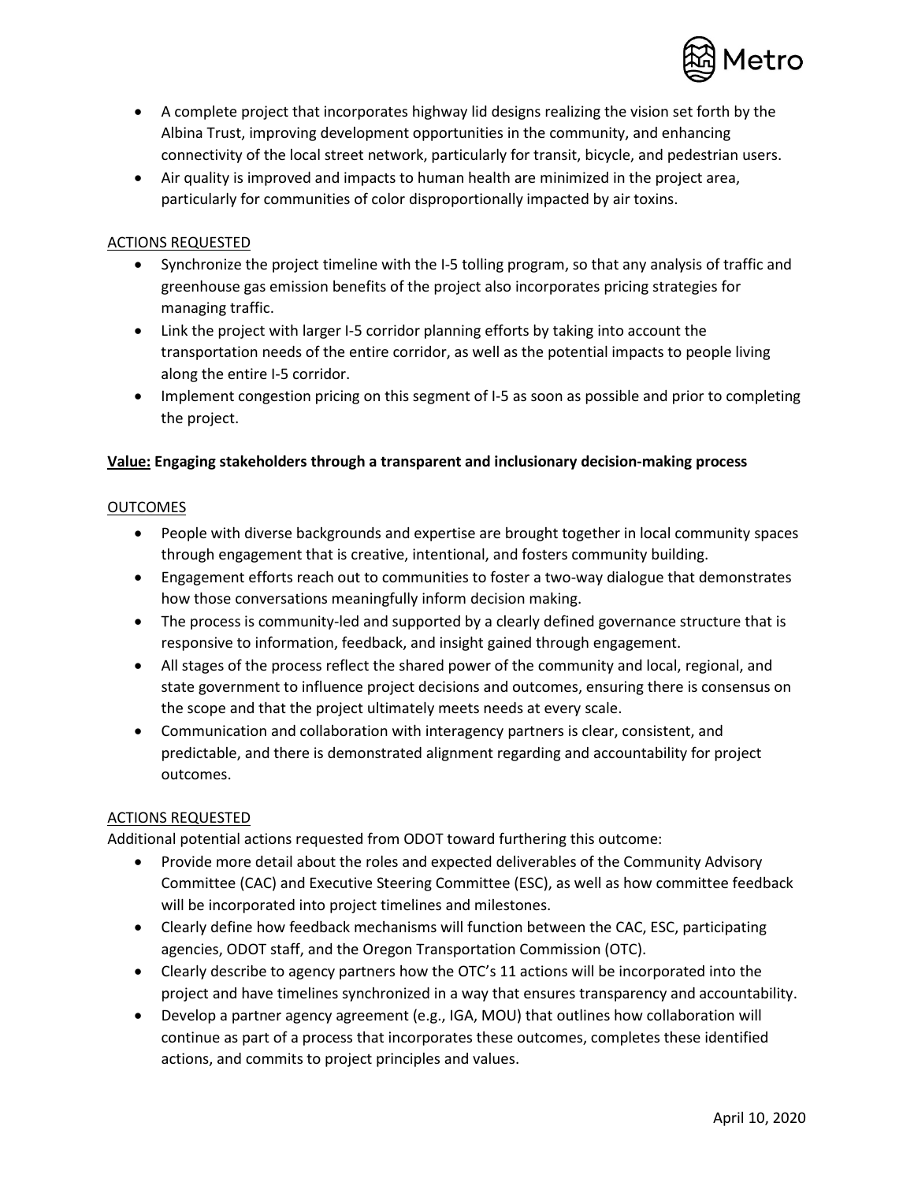- A complete project that incorporates highway lid designs realizing the vision set forth by the Albina Trust, improving development opportunities in the community, and enhancing connectivity of the local street network, particularly for transit, bicycle, and pedestrian users.
- Air quality is improved and impacts to human health are minimized in the project area, particularly for communities of color disproportionally impacted by air toxins.

<u>ACTIONS REQUESTED</u>

- Synchronize the project timeline with the I-5 tolling program, so that any analysis of traffic and greenhouse gas emission benefits of the project also incorporates pricing strategies for managing traffic.
- Link the project with larger I-5 corridor planning efforts by taking into account the transportation needs of the entire corridor, as well as the potential impacts to people living along the entire I-5 corridor.
- Implement congestion pricing on this segment of I-5 as soon as possible and prior to completing the project.

**<u>Value:</u> Engaging stakeholders through a transparent and inclusionary decision-making process**

<u>OUTCOMES</u>

- People with diverse backgrounds and expertise are brought together in local community spaces through engagement that is creative, intentional, and fosters community building.
- Engagement efforts reach out to communities to foster a two-way dialogue that demonstrates how those conversations meaningfully inform decision making.
- The process is community-led and supported by a clearly defined governance structure that is responsive to information, feedback, and insight gained through engagement.
- All stages of the process reflect the shared power of the community and local, regional, and state government to influence project decisions and outcomes, ensuring there is consensus on the scope and that the project ultimately meets needs at every scale.
- Communication and collaboration with interagency partners is clear, consistent, and predictable, and there is demonstrated alignment regarding and accountability for project outcomes.

<u>ACTIONS REQUESTED</u>

Additional potential actions requested from ODOT toward furthering this outcome:

- Provide more detail about the roles and expected deliverables of the Community Advisory Committee (CAC) and Executive Steering Committee (ESC), as well as how committee feedback will be incorporated into project timelines and milestones.
- Clearly define how feedback mechanisms will function between the CAC, ESC, participating agencies, ODOT staff, and the Oregon Transportation Commission (OTC).
- Clearly describe to agency partners how the OTC's 11 actions will be incorporated into the project and have timelines synchronized in a way that ensures transparency and accountability.
- Develop a partner agency agreement (e.g., IGA, MOU) that outlines how collaboration will continue as part of a process that incorporates these outcomes, completes these identified actions, and commits to project principles and values.

April 10, 2020